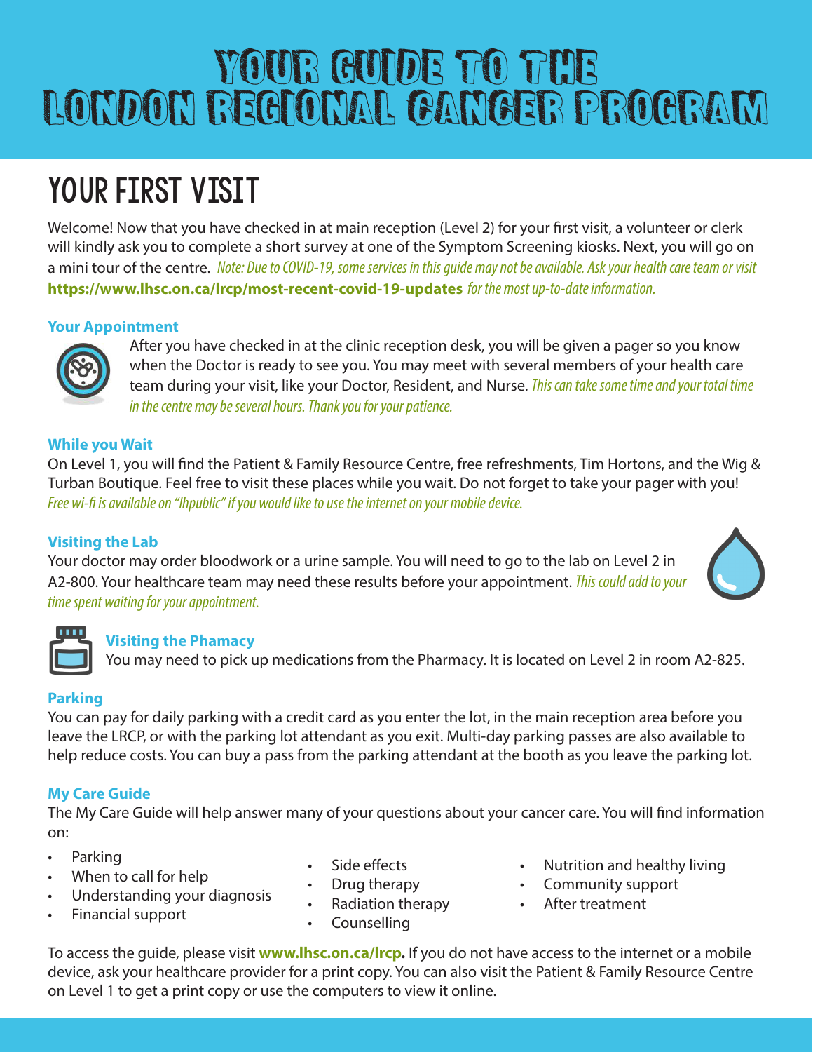# YOUR GUIDE TO THE LONDON REGIONAL CANCER PROGRAM

## YOUR FIRST VISIT

Welcome! Now that you have checked in at main reception (Level 2) for your first visit, a volunteer or clerk will kindly ask you to complete a short survey at one of the Symptom Screening kiosks. Next, you will go on a mini tour of the centre. *Note: Due to COVID-19, some services in this guide may not be available. Ask your health care team or visit* **https://www.lhsc.on.ca/lrcp/most-recent-covid-19-updates** *for the most up-to-date information.*

### Your Appointment

After you have checked in at the clinic reception desk, you will be given a pager so you know when the Doctor is ready to see you. You may meet with several members of your health care team during your visit, like your Doctor, Resident, and Nurse. *This can take some time and your total time in the centre may be several hours. Thank you for your patience.*

### While you Wait

On Level 1, you will find the Patient & Family Resource Centre, free refreshments, Tim Hortons, and the Wig & Turban Boutique. Feel free to visit these places while you wait. Do not forget to take your pager with you! *Free wi-fi is available on "lhpublic" if you would like to use the internet on your mobile device.*

### Visiting the Lab

Your doctor may order bloodwork or a urine sample. You will need to go to the lab on Level 2 in A2-800. Your healthcare team may need these results before your appointment. *This could add to your time spent waiting for your appointment.*

### Visiting the Phamacy

You may need to pick up medications from the Pharmacy. It is located on Level 2 in room A2-825.

### Parking

You can pay for daily parking with a credit card as you enter the lot, in the main reception area before you leave the LRCP, or with the parking lot attendant as you exit. Multi-day parking passes are also available to help reduce costs. You can buy a pass from the parking attendant at the booth as you leave the parking lot.

### My Care Guide

The My Care Guide will help answer many of your questions about your cancer care. You will find information on:

- Parking
- When to call for help
- Understanding your diagnosis
- Financial support
- Side effects
- Drug therapy
- Radiation therapy
- Counselling
- Nutrition and healthy living
- Community support
- After treatment

To access the guide, please visit **www.lhsc.on.ca/lrcp.** If you do not have access to the internet or a mobile device, ask your healthcare provider for a print copy. You can also visit the Patient & Family Resource Centre on Level 1 to get a print copy or use the computers to view it online.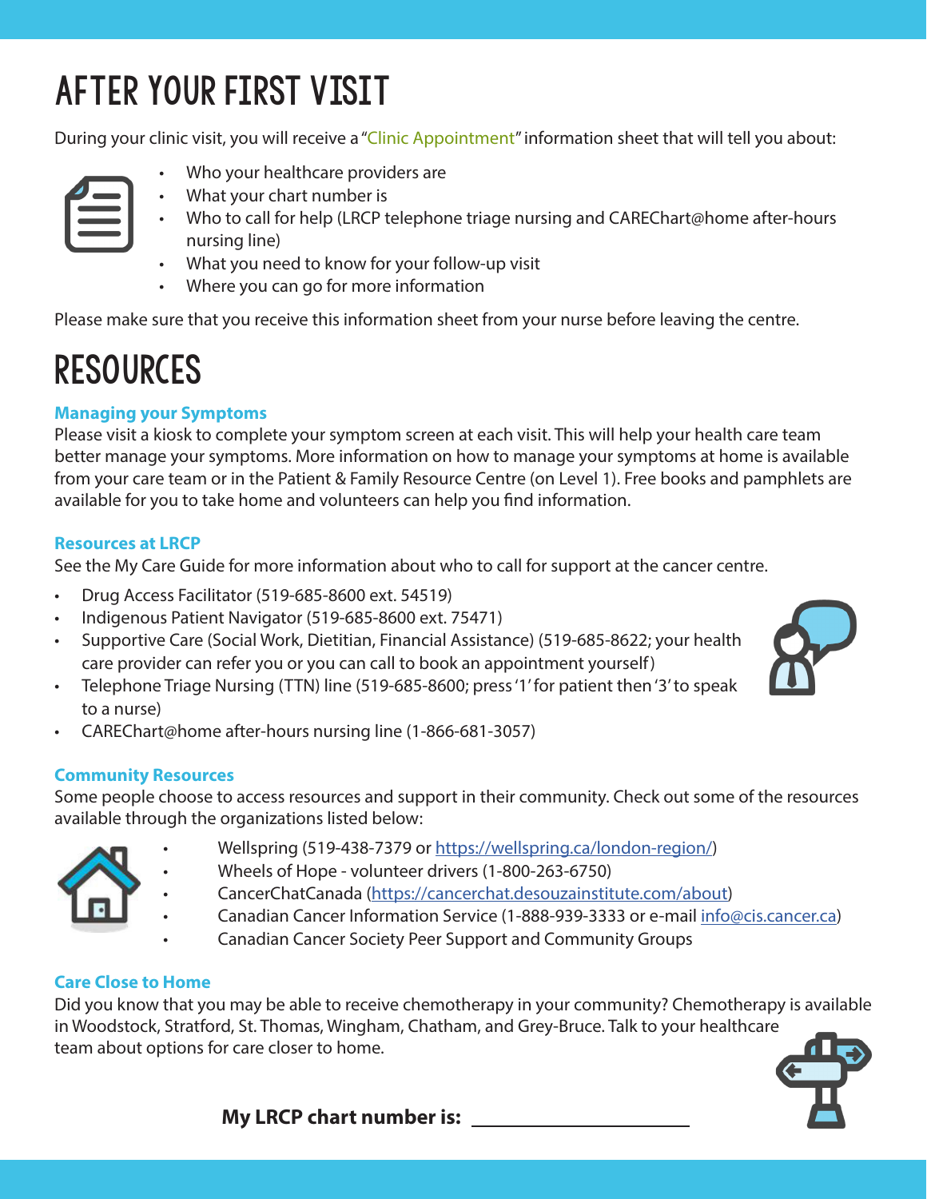# AFTER YOUR FIRST VISIT

During your clinic visit, you will receive a "Clinic Appointment" information sheet that will tell you about:

- Who your healthcare providers are
- What your chart number is
- Who to call for help (LRCP telephone triage nursing and CAREChart@home after-hours nursing line)
- What you need to know for your follow-up visit
- Where you can go for more information

Please make sure that you receive this information sheet from your nurse before leaving the centre.

# RESOURCES

### Managing your Symptoms

Please visit a kiosk to complete your symptom screen at each visit. This will help your health care team better manage your symptoms. More information on how to manage your symptoms at home is available from your care team or in the Patient & Family Resource Centre (on Level 1). Free books and pamphlets are available for you to take home and volunteers can help you find information.

### Resources at LRCP

See the My Care Guide for more information about who to call for support at the cancer centre.

- Drug Access Facilitator (519-685-8600 ext. 54519)
- Indigenous Patient Navigator (519-685-8600 ext. 75471)
- Supportive Care (Social Work, Dietitian, Financial Assistance) (519-685-8622; your health care provider can refer you or you can call to book an appointment yourself)
- Telephone Triage Nursing (TTN) line (519-685-8600; press '1' for patient then '3' to speak to a nurse)
- CAREChart@home after-hours nursing line (1-866-681-3057)

### Community Resources

Some people choose to access resources and support in their community. Check out some of the resources available through the organizations listed below:

- Wellspring (519-438-7379 or https://wellspring.ca/london-region/)
- Wheels of Hope - volunteer drivers (1-800-263-6750)
- CancerChatCanada (https://cancerchat.desouzainstitute.com/about)
- Canadian Cancer Information Service (1-888-939-3333 or e-mail info@cis.cancer.ca)
- Canadian Cancer Society Peer Support and Community Groups

### Care Close to Home

Did you know that you may be able to receive chemotherapy in your community? Chemotherapy is available in Woodstock, Stratford, St. Thomas, Wingham, Chatham, and Grey-Bruce. Talk to your healthcare team about options for care closer to home.

**My LRCP chart number is:** ____________________